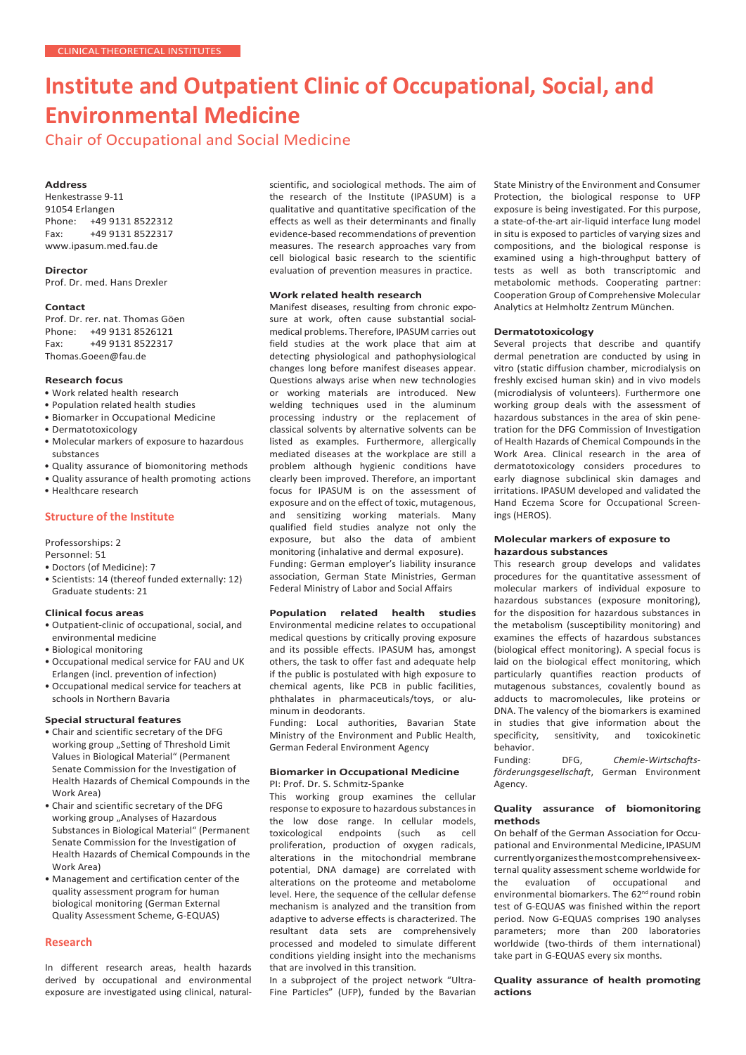CLINICAL THEORETICAL INSTITUTES

# Institute and Outpatient Clinic of Occupational, Social, and Environmental Medicine

## Chair of Occupational and Social Medicine

**Address**
Henkestrasse 9-11
91054 Erlangen
Phone: +49 9131 8522312
Fax: +49 9131 8522317
www.ipasum.med.fau.de

**Director**
Prof. Dr. med. Hans Drexler

**Contact**
Prof. Dr. rer. nat. Thomas Göen
Phone: +49 9131 8526121
Fax: +49 9131 8522317
Thomas.Goeen@fau.de

**Research focus**

- Work related health research
- Population related health studies
- Biomarker in Occupational Medicine
- Dermatotoxicology
- Molecular markers of exposure to hazardous substances
- Quality assurance of biomonitoring methods
- Quality assurance of health promoting actions
- Healthcare research

### Structure of the Institute

Professorships: 2
Personnel: 51

- Doctors (of Medicine): 7
- Scientists: 14 (thereof funded externally: 12)
  Graduate students: 21

**Clinical focus areas**

- Outpatient-clinic of occupational, social, and environmental medicine
- Biological monitoring
- Occupational medical service for FAU and UK Erlangen (incl. prevention of infection)
- Occupational medical service for teachers at schools in Northern Bavaria

**Special structural features**

- Chair and scientific secretary of the DFG working group „Setting of Threshold Limit Values in Biological Material" (Permanent Senate Commission for the Investigation of Health Hazards of Chemical Compounds in the Work Area)
- Chair and scientific secretary of the DFG working group „Analyses of Hazardous Substances in Biological Material" (Permanent Senate Commission for the Investigation of Health Hazards of Chemical Compounds in the Work Area)
- Management and certification center of the quality assessment program for human biological monitoring (German External Quality Assessment Scheme, G-EQUAS)

### Research

In different research areas, health hazards derived by occupational and environmental exposure are investigated using clinical, natural-scientific, and sociological methods. The aim of the research of the Institute (IPASUM) is a qualitative and quantitative specification of the effects as well as their determinants and finally evidence-based recommendations of prevention measures. The research approaches vary from cell biological basic research to the scientific evaluation of prevention measures in practice.

**Work related health research**

Manifest diseases, resulting from chronic exposure at work, often cause substantial social-medical problems. Therefore, IPASUM carries out field studies at the work place that aim at detecting physiological and pathophysiological changes long before manifest diseases appear. Questions always arise when new technologies or working materials are introduced. New welding techniques used in the aluminum processing industry or the replacement of classical solvents by alternative solvents can be listed as examples. Furthermore, allergically mediated diseases at the workplace are still a problem although hygienic conditions have clearly been improved. Therefore, an important focus for IPASUM is on the assessment of exposure and on the effect of toxic, mutagenous, and sensitizing working materials. Many qualified field studies analyze not only the exposure, but also the data of ambient monitoring (inhalative and dermal exposure).
Funding: German employer's liability insurance association, German State Ministries, German Federal Ministry of Labor and Social Affairs

**Population related health studies**

Environmental medicine relates to occupational medical questions by critically proving exposure and its possible effects. IPASUM has, amongst others, the task to offer fast and adequate help if the public is postulated with high exposure to chemical agents, like PCB in public facilities, phthalates in pharmaceuticals/toys, or aluminum in deodorants.
Funding: Local authorities, Bavarian State Ministry of the Environment and Public Health, German Federal Environment Agency

**Biomarker in Occupational Medicine**
PI: Prof. Dr. S. Schmitz-Spanke

This working group examines the cellular response to exposure to hazardous substances in the low dose range. In cellular models, toxicological endpoints (such as cell proliferation, production of oxygen radicals, alterations in the mitochondrial membrane potential, DNA damage) are correlated with alterations on the proteome and metabolome level. Here, the sequence of the cellular defense mechanism is analyzed and the transition from adaptive to adverse effects is characterized. The resultant data sets are comprehensively processed and modeled to simulate different conditions yielding insight into the mechanisms that are involved in this transition.
In a subproject of the project network "Ultra-Fine Particles" (UFP), funded by the Bavarian State Ministry of the Environment and Consumer Protection, the biological response to UFP exposure is being investigated. For this purpose, a state-of-the-art air-liquid interface lung model in situ is exposed to particles of varying sizes and compositions, and the biological response is examined using a high-throughput battery of tests as well as both transcriptomic and metabolomic methods. Cooperating partner: Cooperation Group of Comprehensive Molecular Analytics at Helmholtz Zentrum München.

**Dermatotoxicology**

Several projects that describe and quantify dermal penetration are conducted by using in vitro (static diffusion chamber, microdialysis on freshly excised human skin) and in vivo models (microdialysis of volunteers). Furthermore one working group deals with the assessment of hazardous substances in the area of skin penetration for the DFG Commission of Investigation of Health Hazards of Chemical Compounds in the Work Area. Clinical research in the area of dermatotoxicology considers procedures to early diagnose subclinical skin damages and irritations. IPASUM developed and validated the Hand Eczema Score for Occupational Screenings (HEROS).

**Molecular markers of exposure to hazardous substances**

This research group develops and validates procedures for the quantitative assessment of molecular markers of individual exposure to hazardous substances (exposure monitoring), for the disposition for hazardous substances in the metabolism (susceptibility monitoring) and examines the effects of hazardous substances (biological effect monitoring). A special focus is laid on the biological effect monitoring, which particularly quantifies reaction products of mutagenous substances, covalently bound as adducts to macromolecules, like proteins or DNA. The valency of the biomarkers is examined in studies that give information about the specificity, sensitivity, and toxicokinetic behavior.
Funding: DFG, *Chemie-Wirtschaftsförderungsgesellschaft*, German Environment Agency.

**Quality assurance of biomonitoring methods**

On behalf of the German Association for Occupational and Environmental Medicine, IPASUM currently organizes the most comprehensive external quality assessment scheme worldwide for the evaluation of occupational and environmental biomarkers. The 62nd round robin test of G-EQUAS was finished within the report period. Now G-EQUAS comprises 190 analyses parameters; more than 200 laboratories worldwide (two-thirds of them international) take part in G-EQUAS every six months.

**Quality assurance of health promoting actions**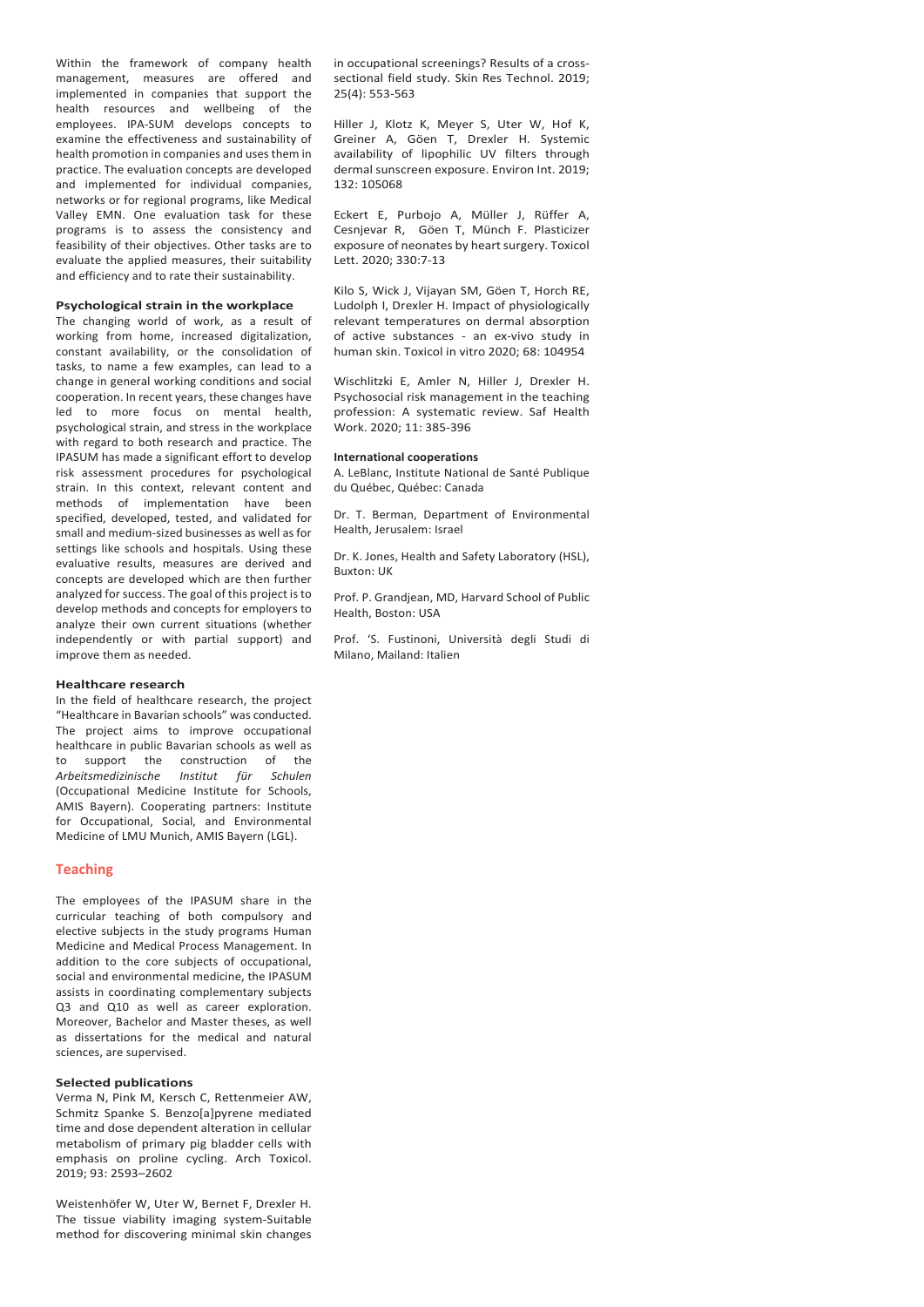Within the framework of company health management, measures are offered and implemented in companies that support the health resources and wellbeing of the employees. IPA-SUM develops concepts to examine the effectiveness and sustainability of health promotion in companies and uses them in practice. The evaluation concepts are developed and implemented for individual companies, networks or for regional programs, like Medical Valley EMN. One evaluation task for these programs is to assess the consistency and feasibility of their objectives. Other tasks are to evaluate the applied measures, their suitability and efficiency and to rate their sustainability.

### Psychological strain in the workplace

The changing world of work, as a result of working from home, increased digitalization, constant availability, or the consolidation of tasks, to name a few examples, can lead to a change in general working conditions and social cooperation. In recent years, these changes have led to more focus on mental health, psychological strain, and stress in the workplace with regard to both research and practice. The IPASUM has made a significant effort to develop risk assessment procedures for psychological strain. In this context, relevant content and methods of implementation have been specified, developed, tested, and validated for small and medium-sized businesses as well as for settings like schools and hospitals. Using these evaluative results, measures are derived and concepts are developed which are then further analyzed for success. The goal of this project is to develop methods and concepts for employers to analyze their own current situations (whether independently or with partial support) and improve them as needed.

### Healthcare research

In the field of healthcare research, the project "Healthcare in Bavarian schools" was conducted. The project aims to improve occupational healthcare in public Bavarian schools as well as to support the construction of the *Arbeitsmedizinische Institut für Schulen* (Occupational Medicine Institute for Schools, AMIS Bayern). Cooperating partners: Institute for Occupational, Social, and Environmental Medicine of LMU Munich, AMIS Bayern (LGL).

## Teaching

The employees of the IPASUM share in the curricular teaching of both compulsory and elective subjects in the study programs Human Medicine and Medical Process Management. In addition to the core subjects of occupational, social and environmental medicine, the IPASUM assists in coordinating complementary subjects Q3 and Q10 as well as career exploration. Moreover, Bachelor and Master theses, as well as dissertations for the medical and natural sciences, are supervised.

### Selected publications

Verma N, Pink M, Kersch C, Rettenmeier AW, Schmitz Spanke S. Benzo[a]pyrene mediated time and dose dependent alteration in cellular metabolism of primary pig bladder cells with emphasis on proline cycling. Arch Toxicol. 2019; 93: 2593–2602

Weistenhöfer W, Uter W, Bernet F, Drexler H. The tissue viability imaging system-Suitable method for discovering minimal skin changes in occupational screenings? Results of a cross-sectional field study. Skin Res Technol. 2019; 25(4): 553-563

Hiller J, Klotz K, Meyer S, Uter W, Hof K, Greiner A, Göen T, Drexler H. Systemic availability of lipophilic UV filters through dermal sunscreen exposure. Environ Int. 2019; 132: 105068

Eckert E, Purbojo A, Müller J, Rüffer A, Cesnjevar R, Göen T, Münch F. Plasticizer exposure of neonates by heart surgery. Toxicol Lett. 2020; 330:7-13

Kilo S, Wick J, Vijayan SM, Göen T, Horch RE, Ludolph I, Drexler H. Impact of physiologically relevant temperatures on dermal absorption of active substances - an ex-vivo study in human skin. Toxicol in vitro 2020; 68: 104954

Wischlitzki E, Amler N, Hiller J, Drexler H. Psychosocial risk management in the teaching profession: A systematic review. Saf Health Work. 2020; 11: 385-396

### International cooperations

A. LeBlanc, Institute National de Santé Publique du Québec, Québec: Canada

Dr. T. Berman, Department of Environmental Health, Jerusalem: Israel

Dr. K. Jones, Health and Safety Laboratory (HSL), Buxton: UK

Prof. P. Grandjean, MD, Harvard School of Public Health, Boston: USA

Prof. 'S. Fustinoni, Università degli Studi di Milano, Mailand: Italien